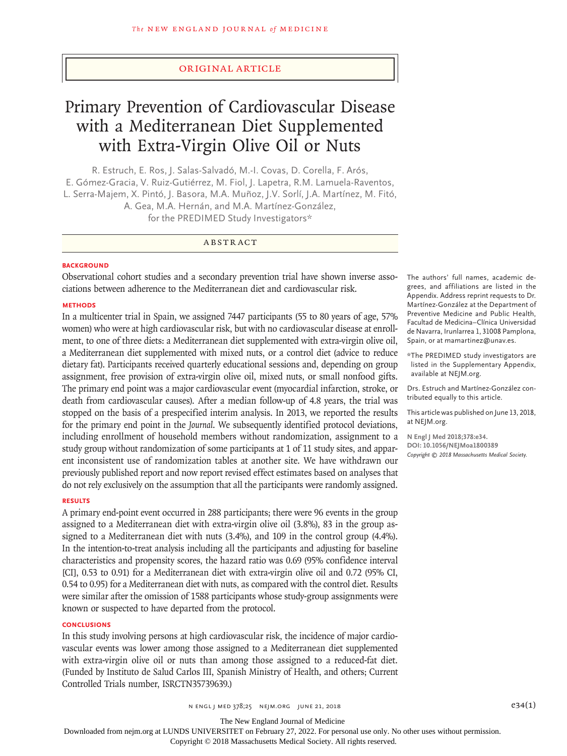ORIGINAL ARTICLE

# Primary Prevention of Cardiovascular Disease with a Mediterranean Diet Supplemented with Extra-Virgin Olive Oil or Nuts

R. Estruch, E. Ros, J. Salas-Salvadó, M.-I. Covas, D. Corella, F. Arós, E. Gómez-Gracia, V. Ruiz-Gutiérrez, M. Fiol, J. Lapetra, R.M. Lamuela-Raventos, L. Serra-Majem, X. Pintó, J. Basora, M.A. Muñoz, J.V. Sorlí, J.A. Martínez, M. Fitó, A. Gea, M.A. Hernán, and M.A. Martínez-González, for the PREDIMED Study Investigators*

## ABSTRACT

### BACKGROUND

Observational cohort studies and a secondary prevention trial have shown inverse associations between adherence to the Mediterranean diet and cardiovascular risk.

### METHODS

In a multicenter trial in Spain, we assigned 7447 participants (55 to 80 years of age, 57% women) who were at high cardiovascular risk, but with no cardiovascular disease at enrollment, to one of three diets: a Mediterranean diet supplemented with extra-virgin olive oil, a Mediterranean diet supplemented with mixed nuts, or a control diet (advice to reduce dietary fat). Participants received quarterly educational sessions and, depending on group assignment, free provision of extra-virgin olive oil, mixed nuts, or small nonfood gifts. The primary end point was a major cardiovascular event (myocardial infarction, stroke, or death from cardiovascular causes). After a median follow-up of 4.8 years, the trial was stopped on the basis of a prespecified interim analysis. In 2013, we reported the results for the primary end point in the *Journal*. We subsequently identified protocol deviations, including enrollment of household members without randomization, assignment to a study group without randomization of some participants at 1 of 11 study sites, and apparent inconsistent use of randomization tables at another site. We have withdrawn our previously published report and now report revised effect estimates based on analyses that do not rely exclusively on the assumption that all the participants were randomly assigned.

### RESULTS

A primary end-point event occurred in 288 participants; there were 96 events in the group assigned to a Mediterranean diet with extra-virgin olive oil (3.8%), 83 in the group assigned to a Mediterranean diet with nuts (3.4%), and 109 in the control group (4.4%). In the intention-to-treat analysis including all the participants and adjusting for baseline characteristics and propensity scores, the hazard ratio was 0.69 (95% confidence interval [CI], 0.53 to 0.91) for a Mediterranean diet with extra-virgin olive oil and 0.72 (95% CI, 0.54 to 0.95) for a Mediterranean diet with nuts, as compared with the control diet. Results were similar after the omission of 1588 participants whose study-group assignments were known or suspected to have departed from the protocol.

### CONCLUSIONS

In this study involving persons at high cardiovascular risk, the incidence of major cardiovascular events was lower among those assigned to a Mediterranean diet supplemented with extra-virgin olive oil or nuts than among those assigned to a reduced-fat diet. (Funded by Instituto de Salud Carlos III, Spanish Ministry of Health, and others; Current Controlled Trials number, ISRCTN35739639.)

The authors' full names, academic degrees, and affiliations are listed in the Appendix. Address reprint requests to Dr. Martínez-González at the Department of Preventive Medicine and Public Health, Facultad de Medicina–Clínica Universidad de Navarra, Irunlarrea 1, 31008 Pamplona, Spain, or at mamartinez@unav.es.

*The PREDIMED study investigators are listed in the Supplementary Appendix, available at NEJM.org.

Drs. Estruch and Martínez-González contributed equally to this article.

This article was published on June 13, 2018, at NEJM.org.

**N Engl J Med 2018;378:e34.**
**DOI: 10.1056/NEJMoa1800389**
*Copyright © 2018 Massachusetts Medical Society.*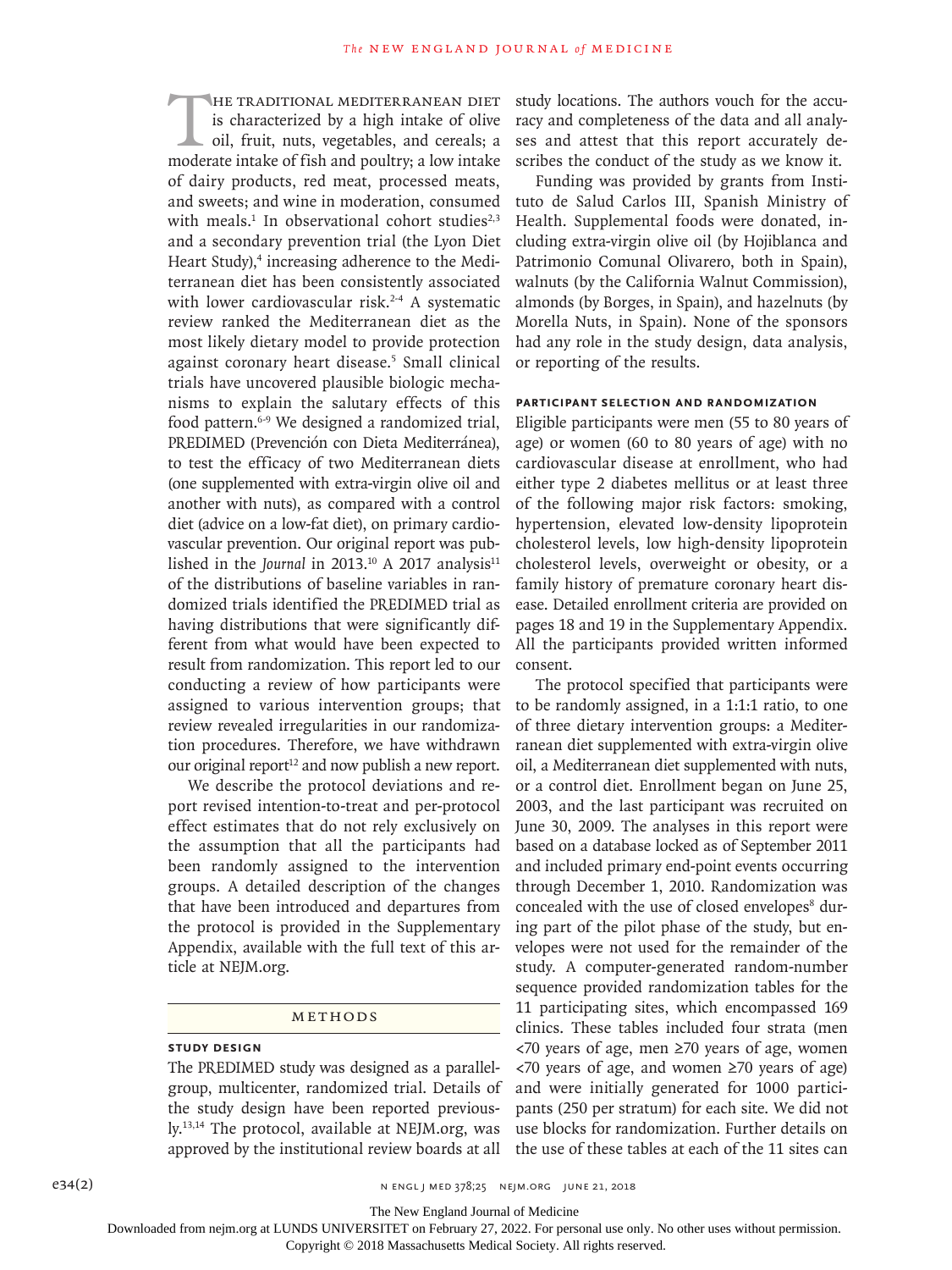The traditional Mediterranean diet is characterized by a high intake of olive oil, fruit, nuts, vegetables, and cereals; a moderate intake of fish and poultry; a low intake of dairy products, red meat, processed meats, and sweets; and wine in moderation, consumed with meals.[1] In observational cohort studies[2,3] and a secondary prevention trial (the Lyon Diet Heart Study),[4] increasing adherence to the Mediterranean diet has been consistently associated with lower cardiovascular risk.[2-4] A systematic review ranked the Mediterranean diet as the most likely dietary model to provide protection against coronary heart disease.[5] Small clinical trials have uncovered plausible biologic mechanisms to explain the salutary effects of this food pattern.[6-9] We designed a randomized trial, PREDIMED (Prevención con Dieta Mediterránea), to test the efficacy of two Mediterranean diets (one supplemented with extra-virgin olive oil and another with nuts), as compared with a control diet (advice on a low-fat diet), on primary cardiovascular prevention. Our original report was published in the *Journal* in 2013.[10] A 2017 analysis[11] of the distributions of baseline variables in randomized trials identified the PREDIMED trial as having distributions that were significantly different from what would have been expected to result from randomization. This report led to our conducting a review of how participants were assigned to various intervention groups; that review revealed irregularities in our randomization procedures. Therefore, we have withdrawn our original report[12] and now publish a new report.

We describe the protocol deviations and report revised intention-to-treat and per-protocol effect estimates that do not rely exclusively on the assumption that all the participants had been randomly assigned to the intervention groups. A detailed description of the changes that have been introduced and departures from the protocol is provided in the Supplementary Appendix, available with the full text of this article at NEJM.org.

## Methods

### Study Design

The PREDIMED study was designed as a parallel-group, multicenter, randomized trial. Details of the study design have been reported previously.[13,14] The protocol, available at NEJM.org, was approved by the institutional review boards at all study locations. The authors vouch for the accuracy and completeness of the data and all analyses and attest that this report accurately describes the conduct of the study as we know it.

Funding was provided by grants from Instituto de Salud Carlos III, Spanish Ministry of Health. Supplemental foods were donated, including extra-virgin olive oil (by Hojiblanca and Patrimonio Comunal Olivarero, both in Spain), walnuts (by the California Walnut Commission), almonds (by Borges, in Spain), and hazelnuts (by Morella Nuts, in Spain). None of the sponsors had any role in the study design, data analysis, or reporting of the results.

### Participant Selection and Randomization

Eligible participants were men (55 to 80 years of age) or women (60 to 80 years of age) with no cardiovascular disease at enrollment, who had either type 2 diabetes mellitus or at least three of the following major risk factors: smoking, hypertension, elevated low-density lipoprotein cholesterol levels, low high-density lipoprotein cholesterol levels, overweight or obesity, or a family history of premature coronary heart disease. Detailed enrollment criteria are provided on pages 18 and 19 in the Supplementary Appendix. All the participants provided written informed consent.

The protocol specified that participants were to be randomly assigned, in a 1:1:1 ratio, to one of three dietary intervention groups: a Mediterranean diet supplemented with extra-virgin olive oil, a Mediterranean diet supplemented with nuts, or a control diet. Enrollment began on June 25, 2003, and the last participant was recruited on June 30, 2009. The analyses in this report were based on a database locked as of September 2011 and included primary end-point events occurring through December 1, 2010. Randomization was concealed with the use of closed envelopes[8] during part of the pilot phase of the study, but envelopes were not used for the remainder of the study. A computer-generated random-number sequence provided randomization tables for the 11 participating sites, which encompassed 169 clinics. These tables included four strata (men <70 years of age, men ≥70 years of age, women <70 years of age, and women ≥70 years of age) and were initially generated for 1000 participants (250 per stratum) for each site. We did not use blocks for randomization. Further details on the use of these tables at each of the 11 sites can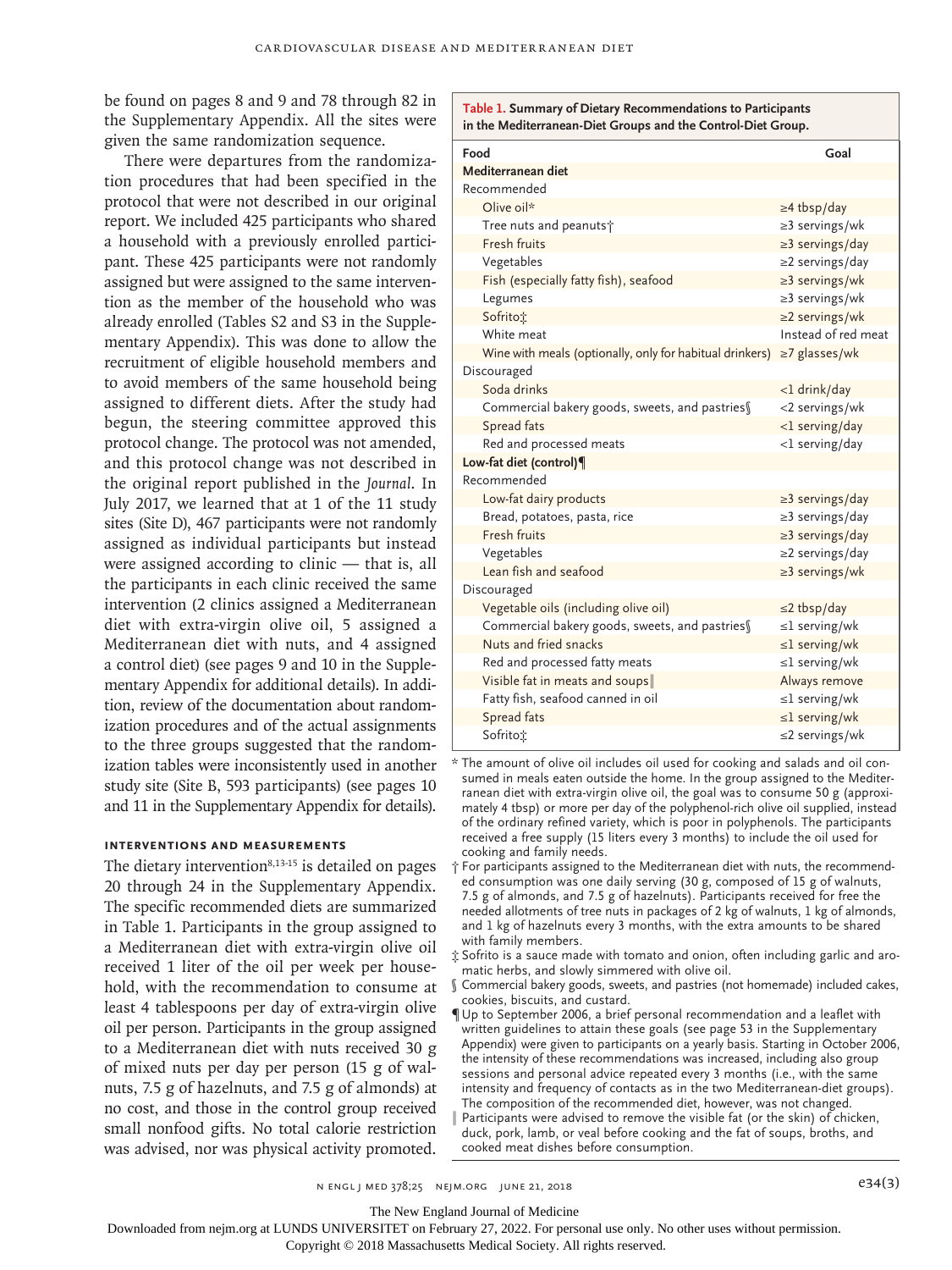be found on pages 8 and 9 and 78 through 82 in the Supplementary Appendix. All the sites were given the same randomization sequence.

There were departures from the randomization procedures that had been specified in the protocol that were not described in our original report. We included 425 participants who shared a household with a previously enrolled participant. These 425 participants were not randomly assigned but were assigned to the same intervention as the member of the household who was already enrolled (Tables S2 and S3 in the Supplementary Appendix). This was done to allow the recruitment of eligible household members and to avoid members of the same household being assigned to different diets. After the study had begun, the steering committee approved this protocol change. The protocol was not amended, and this protocol change was not described in the original report published in the *Journal*. In July 2017, we learned that at 1 of the 11 study sites (Site D), 467 participants were not randomly assigned as individual participants but instead were assigned according to clinic — that is, all the participants in each clinic received the same intervention (2 clinics assigned a Mediterranean diet with extra-virgin olive oil, 5 assigned a Mediterranean diet with nuts, and 4 assigned a control diet) (see pages 9 and 10 in the Supplementary Appendix for additional details). In addition, review of the documentation about randomization procedures and of the actual assignments to the three groups suggested that the randomization tables were inconsistently used in another study site (Site B, 593 participants) (see pages 10 and 11 in the Supplementary Appendix for details).

### Interventions and Measurements

The dietary intervention[8,13-15] is detailed on pages 20 through 24 in the Supplementary Appendix. The specific recommended diets are summarized in Table 1. Participants in the group assigned to a Mediterranean diet with extra-virgin olive oil received 1 liter of the oil per week per household, with the recommendation to consume at least 4 tablespoons per day of extra-virgin olive oil per person. Participants in the group assigned to a Mediterranean diet with nuts received 30 g of mixed nuts per day per person (15 g of walnuts, 7.5 g of hazelnuts, and 7.5 g of almonds) at no cost, and those in the control group received small nonfood gifts. No total calorie restriction was advised, nor was physical activity promoted.

**Table 1. Summary of Dietary Recommendations to Participants in the Mediterranean-Diet Groups and the Control-Diet Group.**

| Food | Goal |
|---|---|
| **Mediterranean diet** | |
| Recommended | |
| Olive oil* | ≥4 tbsp/day |
| Tree nuts and peanuts† | ≥3 servings/wk |
| Fresh fruits | ≥3 servings/day |
| Vegetables | ≥2 servings/day |
| Fish (especially fatty fish), seafood | ≥3 servings/wk |
| Legumes | ≥3 servings/wk |
| Sofrito‡ | ≥2 servings/wk |
| White meat | Instead of red meat |
| Wine with meals (optionally, only for habitual drinkers) | ≥7 glasses/wk |
| Discouraged | |
| Soda drinks | <1 drink/day |
| Commercial bakery goods, sweets, and pastries§ | <2 servings/wk |
| Spread fats | <1 serving/day |
| Red and processed meats | <1 serving/day |
| **Low-fat diet (control)¶** | |
| Recommended | |
| Low-fat dairy products | ≥3 servings/day |
| Bread, potatoes, pasta, rice | ≥3 servings/day |
| Fresh fruits | ≥3 servings/day |
| Vegetables | ≥2 servings/day |
| Lean fish and seafood | ≥3 servings/wk |
| Discouraged | |
| Vegetable oils (including olive oil) | ≤2 tbsp/day |
| Commercial bakery goods, sweets, and pastries§ | ≤1 serving/wk |
| Nuts and fried snacks | ≤1 serving/wk |
| Red and processed fatty meats | ≤1 serving/wk |
| Visible fat in meats and soups‖ | Always remove |
| Fatty fish, seafood canned in oil | ≤1 serving/wk |
| Spread fats | ≤1 serving/wk |
| Sofrito‡ | ≤2 servings/wk |

\* The amount of olive oil includes oil used for cooking and salads and oil consumed in meals eaten outside the home. In the group assigned to the Mediterranean diet with extra-virgin olive oil, the goal was to consume 50 g (approximately 4 tbsp) or more per day of the polyphenol-rich olive oil supplied, instead of the ordinary refined variety, which is poor in polyphenols. The participants received a free supply (15 liters every 3 months) to include the oil used for cooking and family needs.

† For participants assigned to the Mediterranean diet with nuts, the recommended consumption was one daily serving (30 g, composed of 15 g of walnuts, 7.5 g of almonds, and 7.5 g of hazelnuts). Participants received for free the needed allotments of tree nuts in packages of 2 kg of walnuts, 1 kg of almonds, and 1 kg of hazelnuts every 3 months, with the extra amounts to be shared with family members.

‡ Sofrito is a sauce made with tomato and onion, often including garlic and aromatic herbs, and slowly simmered with olive oil.

§ Commercial bakery goods, sweets, and pastries (not homemade) included cakes, cookies, biscuits, and custard.

¶ Up to September 2006, a brief personal recommendation and a leaflet with written guidelines to attain these goals (see page 53 in the Supplementary Appendix) were given to participants on a yearly basis. Starting in October 2006, the intensity of these recommendations was increased, including also group sessions and personal advice repeated every 3 months (i.e., with the same intensity and frequency of contacts as in the two Mediterranean-diet groups). The composition of the recommended diet, however, was not changed.

‖ Participants were advised to remove the visible fat (or the skin) of chicken, duck, pork, lamb, or veal before cooking and the fat of soups, broths, and cooked meat dishes before consumption.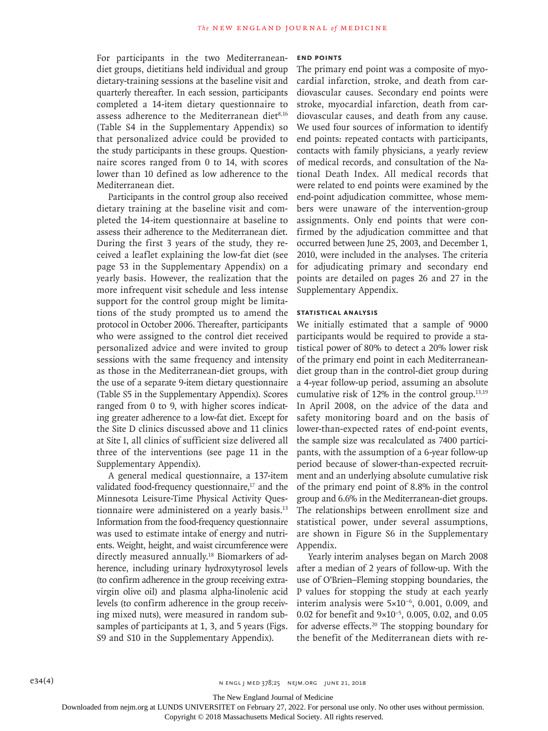For participants in the two Mediterranean-diet groups, dietitians held individual and group dietary-training sessions at the baseline visit and quarterly thereafter. In each session, participants completed a 14-item dietary questionnaire to assess adherence to the Mediterranean diet[8,16] (Table S4 in the Supplementary Appendix) so that personalized advice could be provided to the study participants in these groups. Questionnaire scores ranged from 0 to 14, with scores lower than 10 defined as low adherence to the Mediterranean diet.

Participants in the control group also received dietary training at the baseline visit and completed the 14-item questionnaire at baseline to assess their adherence to the Mediterranean diet. During the first 3 years of the study, they received a leaflet explaining the low-fat diet (see page 53 in the Supplementary Appendix) on a yearly basis. However, the realization that the more infrequent visit schedule and less intense support for the control group might be limitations of the study prompted us to amend the protocol in October 2006. Thereafter, participants who were assigned to the control diet received personalized advice and were invited to group sessions with the same frequency and intensity as those in the Mediterranean-diet groups, with the use of a separate 9-item dietary questionnaire (Table S5 in the Supplementary Appendix). Scores ranged from 0 to 9, with higher scores indicating greater adherence to a low-fat diet. Except for the Site D clinics discussed above and 11 clinics at Site I, all clinics of sufficient size delivered all three of the interventions (see page 11 in the Supplementary Appendix).

A general medical questionnaire, a 137-item validated food-frequency questionnaire,[17] and the Minnesota Leisure-Time Physical Activity Questionnaire were administered on a yearly basis.[13] Information from the food-frequency questionnaire was used to estimate intake of energy and nutrients. Weight, height, and waist circumference were directly measured annually.[18] Biomarkers of adherence, including urinary hydroxytyrosol levels (to confirm adherence in the group receiving extra-virgin olive oil) and plasma alpha-linolenic acid levels (to confirm adherence in the group receiving mixed nuts), were measured in random subsamples of participants at 1, 3, and 5 years (Figs. S9 and S10 in the Supplementary Appendix).

### END POINTS

The primary end point was a composite of myocardial infarction, stroke, and death from cardiovascular causes. Secondary end points were stroke, myocardial infarction, death from cardiovascular causes, and death from any cause. We used four sources of information to identify end points: repeated contacts with participants, contacts with family physicians, a yearly review of medical records, and consultation of the National Death Index. All medical records that were related to end points were examined by the end-point adjudication committee, whose members were unaware of the intervention-group assignments. Only end points that were confirmed by the adjudication committee and that occurred between June 25, 2003, and December 1, 2010, were included in the analyses. The criteria for adjudicating primary and secondary end points are detailed on pages 26 and 27 in the Supplementary Appendix.

### STATISTICAL ANALYSIS

We initially estimated that a sample of 9000 participants would be required to provide a statistical power of 80% to detect a 20% lower risk of the primary end point in each Mediterranean-diet group than in the control-diet group during a 4-year follow-up period, assuming an absolute cumulative risk of 12% in the control group.[13,19] In April 2008, on the advice of the data and safety monitoring board and on the basis of lower-than-expected rates of end-point events, the sample size was recalculated as 7400 participants, with the assumption of a 6-year follow-up period because of slower-than-expected recruitment and an underlying absolute cumulative risk of the primary end point of 8.8% in the control group and 6.6% in the Mediterranean-diet groups. The relationships between enrollment size and statistical power, under several assumptions, are shown in Figure S6 in the Supplementary Appendix.

Yearly interim analyses began on March 2008 after a median of 2 years of follow-up. With the use of O'Brien–Fleming stopping boundaries, the P values for stopping the study at each yearly interim analysis were $5\times10^{-6}$, 0.001, 0.009, and 0.02 for benefit and $9\times10^{-5}$, 0.005, 0.02, and 0.05 for adverse effects.[20] The stopping boundary for the benefit of the Mediterranean diets with re-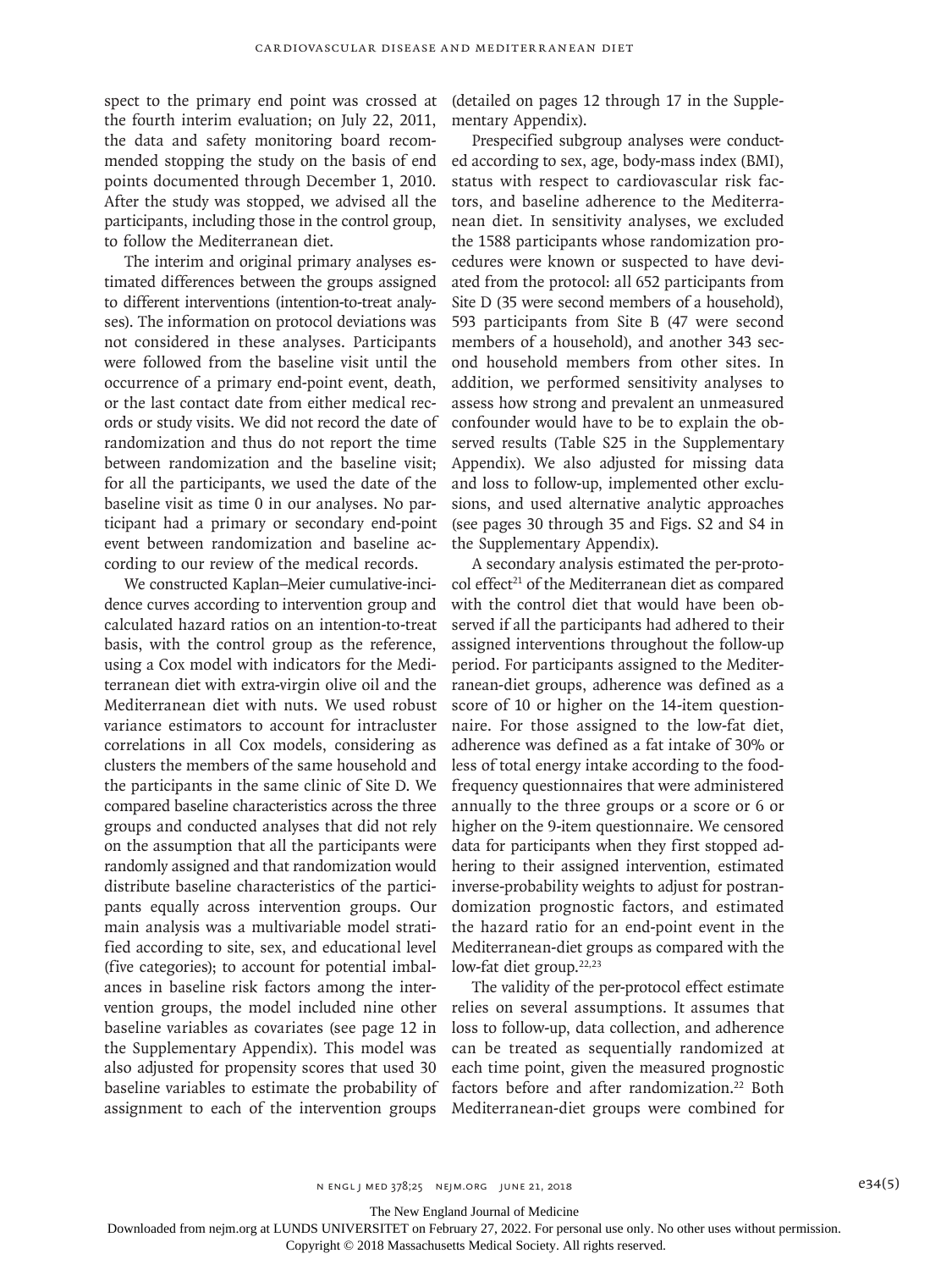spect to the primary end point was crossed at the fourth interim evaluation; on July 22, 2011, the data and safety monitoring board recommended stopping the study on the basis of end points documented through December 1, 2010. After the study was stopped, we advised all the participants, including those in the control group, to follow the Mediterranean diet.

The interim and original primary analyses estimated differences between the groups assigned to different interventions (intention-to-treat analyses). The information on protocol deviations was not considered in these analyses. Participants were followed from the baseline visit until the occurrence of a primary end-point event, death, or the last contact date from either medical records or study visits. We did not record the date of randomization and thus do not report the time between randomization and the baseline visit; for all the participants, we used the date of the baseline visit as time 0 in our analyses. No participant had a primary or secondary end-point event between randomization and baseline according to our review of the medical records.

We constructed Kaplan–Meier cumulative-incidence curves according to intervention group and calculated hazard ratios on an intention-to-treat basis, with the control group as the reference, using a Cox model with indicators for the Mediterranean diet with extra-virgin olive oil and the Mediterranean diet with nuts. We used robust variance estimators to account for intracluster correlations in all Cox models, considering as clusters the members of the same household and the participants in the same clinic of Site D. We compared baseline characteristics across the three groups and conducted analyses that did not rely on the assumption that all the participants were randomly assigned and that randomization would distribute baseline characteristics of the participants equally across intervention groups. Our main analysis was a multivariable model stratified according to site, sex, and educational level (five categories); to account for potential imbalances in baseline risk factors among the intervention groups, the model included nine other baseline variables as covariates (see page 12 in the Supplementary Appendix). This model was also adjusted for propensity scores that used 30 baseline variables to estimate the probability of assignment to each of the intervention groups (detailed on pages 12 through 17 in the Supplementary Appendix).

Prespecified subgroup analyses were conducted according to sex, age, body-mass index (BMI), status with respect to cardiovascular risk factors, and baseline adherence to the Mediterranean diet. In sensitivity analyses, we excluded the 1588 participants whose randomization procedures were known or suspected to have deviated from the protocol: all 652 participants from Site D (35 were second members of a household), 593 participants from Site B (47 were second members of a household), and another 343 second household members from other sites. In addition, we performed sensitivity analyses to assess how strong and prevalent an unmeasured confounder would have to be to explain the observed results (Table S25 in the Supplementary Appendix). We also adjusted for missing data and loss to follow-up, implemented other exclusions, and used alternative analytic approaches (see pages 30 through 35 and Figs. S2 and S4 in the Supplementary Appendix).

A secondary analysis estimated the per-protocol effect[21] of the Mediterranean diet as compared with the control diet that would have been observed if all the participants had adhered to their assigned interventions throughout the follow-up period. For participants assigned to the Mediterranean-diet groups, adherence was defined as a score of 10 or higher on the 14-item questionnaire. For those assigned to the low-fat diet, adherence was defined as a fat intake of 30% or less of total energy intake according to the food-frequency questionnaires that were administered annually to the three groups or a score or 6 or higher on the 9-item questionnaire. We censored data for participants when they first stopped adhering to their assigned intervention, estimated inverse-probability weights to adjust for postrandomization prognostic factors, and estimated the hazard ratio for an end-point event in the Mediterranean-diet groups as compared with the low-fat diet group.[22,23]

The validity of the per-protocol effect estimate relies on several assumptions. It assumes that loss to follow-up, data collection, and adherence can be treated as sequentially randomized at each time point, given the measured prognostic factors before and after randomization.[22] Both Mediterranean-diet groups were combined for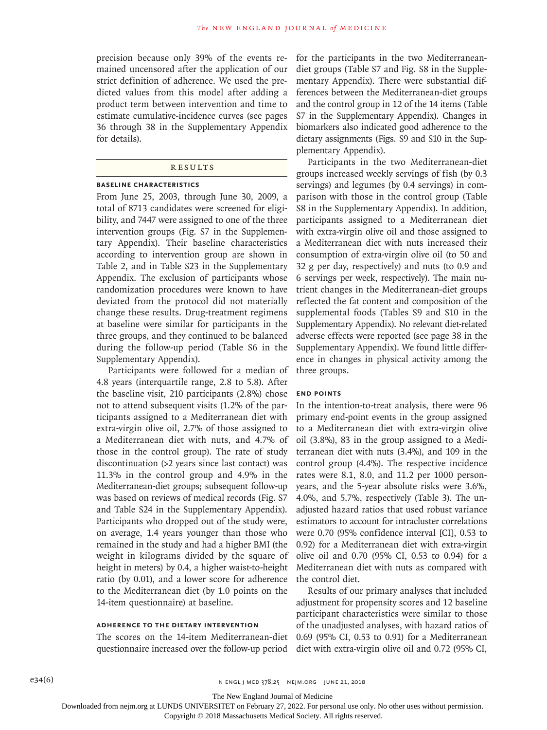precision because only 39% of the events remained uncensored after the application of our strict definition of adherence. We used the predicted values from this model after adding a product term between intervention and time to estimate cumulative-incidence curves (see pages 36 through 38 in the Supplementary Appendix for details).

## RESULTS

### BASELINE CHARACTERISTICS

From June 25, 2003, through June 30, 2009, a total of 8713 candidates were screened for eligibility, and 7447 were assigned to one of the three intervention groups (Fig. S7 in the Supplementary Appendix). Their baseline characteristics according to intervention group are shown in Table 2, and in Table S23 in the Supplementary Appendix. The exclusion of participants whose randomization procedures were known to have deviated from the protocol did not materially change these results. Drug-treatment regimens at baseline were similar for participants in the three groups, and they continued to be balanced during the follow-up period (Table S6 in the Supplementary Appendix).

Participants were followed for a median of 4.8 years (interquartile range, 2.8 to 5.8). After the baseline visit, 210 participants (2.8%) chose not to attend subsequent visits (1.2% of the participants assigned to a Mediterranean diet with extra-virgin olive oil, 2.7% of those assigned to a Mediterranean diet with nuts, and 4.7% of those in the control group). The rate of study discontinuation (>2 years since last contact) was 11.3% in the control group and 4.9% in the Mediterranean-diet groups; subsequent follow-up was based on reviews of medical records (Fig. S7 and Table S24 in the Supplementary Appendix). Participants who dropped out of the study were, on average, 1.4 years younger than those who remained in the study and had a higher BMI (the weight in kilograms divided by the square of height in meters) by 0.4, a higher waist-to-height ratio (by 0.01), and a lower score for adherence to the Mediterranean diet (by 1.0 points on the 14-item questionnaire) at baseline.

### ADHERENCE TO THE DIETARY INTERVENTION

The scores on the 14-item Mediterranean-diet questionnaire increased over the follow-up period for the participants in the two Mediterranean-diet groups (Table S7 and Fig. S8 in the Supplementary Appendix). There were substantial differences between the Mediterranean-diet groups and the control group in 12 of the 14 items (Table S7 in the Supplementary Appendix). Changes in biomarkers also indicated good adherence to the dietary assignments (Figs. S9 and S10 in the Supplementary Appendix).

Participants in the two Mediterranean-diet groups increased weekly servings of fish (by 0.3 servings) and legumes (by 0.4 servings) in comparison with those in the control group (Table S8 in the Supplementary Appendix). In addition, participants assigned to a Mediterranean diet with extra-virgin olive oil and those assigned to a Mediterranean diet with nuts increased their consumption of extra-virgin olive oil (to 50 and 32 g per day, respectively) and nuts (to 0.9 and 6 servings per week, respectively). The main nutrient changes in the Mediterranean-diet groups reflected the fat content and composition of the supplemental foods (Tables S9 and S10 in the Supplementary Appendix). No relevant diet-related adverse effects were reported (see page 38 in the Supplementary Appendix). We found little difference in changes in physical activity among the three groups.

### END POINTS

In the intention-to-treat analysis, there were 96 primary end-point events in the group assigned to a Mediterranean diet with extra-virgin olive oil (3.8%), 83 in the group assigned to a Mediterranean diet with nuts (3.4%), and 109 in the control group (4.4%). The respective incidence rates were 8.1, 8.0, and 11.2 per 1000 person-years, and the 5-year absolute risks were 3.6%, 4.0%, and 5.7%, respectively (Table 3). The unadjusted hazard ratios that used robust variance estimators to account for intracluster correlations were 0.70 (95% confidence interval [CI], 0.53 to 0.92) for a Mediterranean diet with extra-virgin olive oil and 0.70 (95% CI, 0.53 to 0.94) for a Mediterranean diet with nuts as compared with the control diet.

Results of our primary analyses that included adjustment for propensity scores and 12 baseline participant characteristics were similar to those of the unadjusted analyses, with hazard ratios of 0.69 (95% CI, 0.53 to 0.91) for a Mediterranean diet with extra-virgin olive oil and 0.72 (95% CI,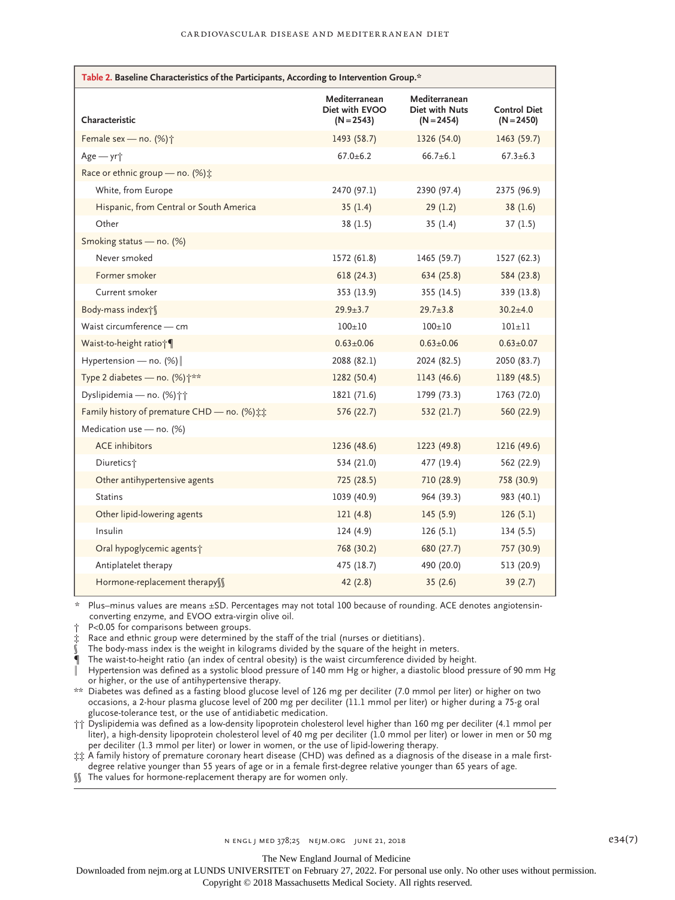**Table 2. Baseline Characteristics of the Participants, According to Intervention Group.***

| Characteristic | Mediterranean Diet with EVOO (N=2543) | Mediterranean Diet with Nuts (N=2454) | Control Diet (N=2450) |
|---|---|---|---|
| Female sex — no. (%)† | 1493 (58.7) | 1326 (54.0) | 1463 (59.7) |
| Age — yr† | 67.0±6.2 | 66.7±6.1 | 67.3±6.3 |
| Race or ethnic group — no. (%)‡ | | | |
| White, from Europe | 2470 (97.1) | 2390 (97.4) | 2375 (96.9) |
| Hispanic, from Central or South America | 35 (1.4) | 29 (1.2) | 38 (1.6) |
| Other | 38 (1.5) | 35 (1.4) | 37 (1.5) |
| Smoking status — no. (%) | | | |
| Never smoked | 1572 (61.8) | 1465 (59.7) | 1527 (62.3) |
| Former smoker | 618 (24.3) | 634 (25.8) | 584 (23.8) |
| Current smoker | 353 (13.9) | 355 (14.5) | 339 (13.8) |
| Body-mass index†§ | 29.9±3.7 | 29.7±3.8 | 30.2±4.0 |
| Waist circumference — cm | 100±10 | 100±10 | 101±11 |
| Waist-to-height ratio†¶ | 0.63±0.06 | 0.63±0.06 | 0.63±0.07 |
| Hypertension — no. (%)‖ | 2088 (82.1) | 2024 (82.5) | 2050 (83.7) |
| Type 2 diabetes — no. (%)†** | 1282 (50.4) | 1143 (46.6) | 1189 (48.5) |
| Dyslipidemia — no. (%)†† | 1821 (71.6) | 1799 (73.3) | 1763 (72.0) |
| Family history of premature CHD — no. (%)‡‡ | 576 (22.7) | 532 (21.7) | 560 (22.9) |
| Medication use — no. (%) | | | |
| ACE inhibitors | 1236 (48.6) | 1223 (49.8) | 1216 (49.6) |
| Diuretics† | 534 (21.0) | 477 (19.4) | 562 (22.9) |
| Other antihypertensive agents | 725 (28.5) | 710 (28.9) | 758 (30.9) |
| Statins | 1039 (40.9) | 964 (39.3) | 983 (40.1) |
| Other lipid-lowering agents | 121 (4.8) | 145 (5.9) | 126 (5.1) |
| Insulin | 124 (4.9) | 126 (5.1) | 134 (5.5) |
| Oral hypoglycemic agents† | 768 (30.2) | 680 (27.7) | 757 (30.9) |
| Antiplatelet therapy | 475 (18.7) | 490 (20.0) | 513 (20.9) |
| Hormone-replacement therapy§§ | 42 (2.8) | 35 (2.6) | 39 (2.7) |

\* Plus–minus values are means ±SD. Percentages may not total 100 because of rounding. ACE denotes angiotensin-converting enzyme, and EVOO extra-virgin olive oil.

† $P<0.05$ for comparisons between groups.

‡ Race and ethnic group were determined by the staff of the trial (nurses or dietitians).

§ The body-mass index is the weight in kilograms divided by the square of the height in meters.

¶ The waist-to-height ratio (an index of central obesity) is the waist circumference divided by height.

‖ Hypertension was defined as a systolic blood pressure of 140 mm Hg or higher, a diastolic blood pressure of 90 mm Hg or higher, or the use of antihypertensive therapy.

** Diabetes was defined as a fasting blood glucose level of 126 mg per deciliter (7.0 mmol per liter) or higher on two occasions, a 2-hour plasma glucose level of 200 mg per deciliter (11.1 mmol per liter) or higher during a 75-g oral glucose-tolerance test, or the use of antidiabetic medication.

†† Dyslipidemia was defined as a low-density lipoprotein cholesterol level higher than 160 mg per deciliter (4.1 mmol per liter), a high-density lipoprotein cholesterol level of 40 mg per deciliter (1.0 mmol per liter) or lower in men or 50 mg per deciliter (1.3 mmol per liter) or lower in women, or the use of lipid-lowering therapy.

‡‡ A family history of premature coronary heart disease (CHD) was defined as a diagnosis of the disease in a male first-degree relative younger than 55 years of age or in a female first-degree relative younger than 65 years of age.

§§ The values for hormone-replacement therapy are for women only.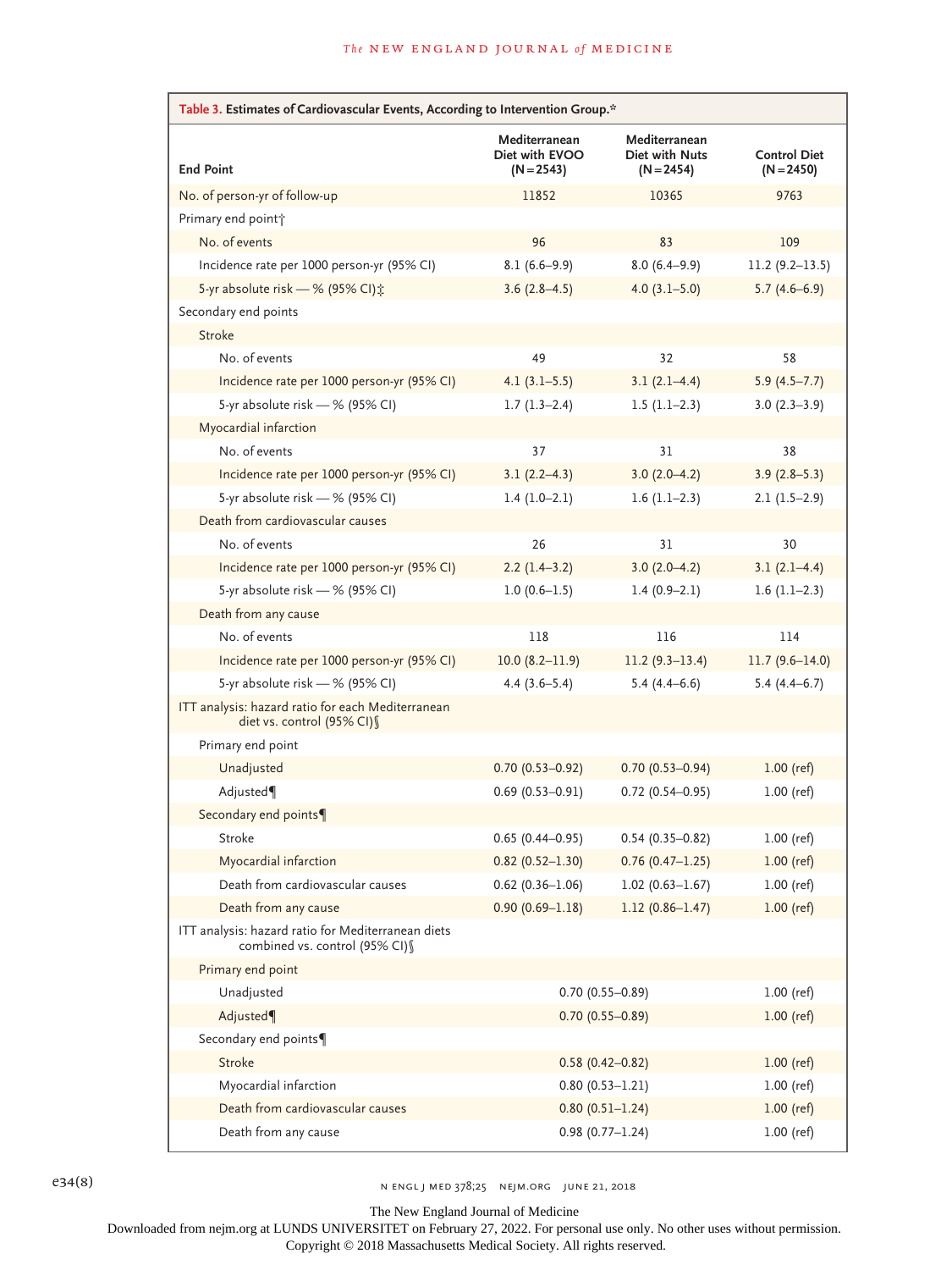**Table 3. Estimates of Cardiovascular Events, According to Intervention Group.***

| End Point | Mediterranean Diet with EVOO (N=2543) | Mediterranean Diet with Nuts (N=2454) | Control Diet (N=2450) |
|---|---|---|---|
| No. of person-yr of follow-up | 11852 | 10365 | 9763 |
| Primary end point† | | | |
| No. of events | 96 | 83 | 109 |
| Incidence rate per 1000 person-yr (95% CI) | 8.1 (6.6–9.9) | 8.0 (6.4–9.9) | 11.2 (9.2–13.5) |
| 5-yr absolute risk — % (95% CI)‡ | 3.6 (2.8–4.5) | 4.0 (3.1–5.0) | 5.7 (4.6–6.9) |
| Secondary end points | | | |
| Stroke | | | |
| No. of events | 49 | 32 | 58 |
| Incidence rate per 1000 person-yr (95% CI) | 4.1 (3.1–5.5) | 3.1 (2.1–4.4) | 5.9 (4.5–7.7) |
| 5-yr absolute risk — % (95% CI) | 1.7 (1.3–2.4) | 1.5 (1.1–2.3) | 3.0 (2.3–3.9) |
| Myocardial infarction | | | |
| No. of events | 37 | 31 | 38 |
| Incidence rate per 1000 person-yr (95% CI) | 3.1 (2.2–4.3) | 3.0 (2.0–4.2) | 3.9 (2.8–5.3) |
| 5-yr absolute risk — % (95% CI) | 1.4 (1.0–2.1) | 1.6 (1.1–2.3) | 2.1 (1.5–2.9) |
| Death from cardiovascular causes | | | |
| No. of events | 26 | 31 | 30 |
| Incidence rate per 1000 person-yr (95% CI) | 2.2 (1.4–3.2) | 3.0 (2.0–4.2) | 3.1 (2.1–4.4) |
| 5-yr absolute risk — % (95% CI) | 1.0 (0.6–1.5) | 1.4 (0.9–2.1) | 1.6 (1.1–2.3) |
| Death from any cause | | | |
| No. of events | 118 | 116 | 114 |
| Incidence rate per 1000 person-yr (95% CI) | 10.0 (8.2–11.9) | 11.2 (9.3–13.4) | 11.7 (9.6–14.0) |
| 5-yr absolute risk — % (95% CI) | 4.4 (3.6–5.4) | 5.4 (4.4–6.6) | 5.4 (4.4–6.7) |
| ITT analysis: hazard ratio for each Mediterranean diet vs. control (95% CI)§ | | | |
| Primary end point | | | |
| Unadjusted | 0.70 (0.53–0.92) | 0.70 (0.53–0.94) | 1.00 (ref) |
| Adjusted¶ | 0.69 (0.53–0.91) | 0.72 (0.54–0.95) | 1.00 (ref) |
| Secondary end points¶ | | | |
| Stroke | 0.65 (0.44–0.95) | 0.54 (0.35–0.82) | 1.00 (ref) |
| Myocardial infarction | 0.82 (0.52–1.30) | 0.76 (0.47–1.25) | 1.00 (ref) |
| Death from cardiovascular causes | 0.62 (0.36–1.06) | 1.02 (0.63–1.67) | 1.00 (ref) |
| Death from any cause | 0.90 (0.69–1.18) | 1.12 (0.86–1.47) | 1.00 (ref) |
| ITT analysis: hazard ratio for Mediterranean diets combined vs. control (95% CI)§ | | | |
| Primary end point | | | |
| Unadjusted | 0.70 (0.55–0.89) | | 1.00 (ref) |
| Adjusted¶ | 0.70 (0.55–0.89) | | 1.00 (ref) |
| Secondary end points¶ | | | |
| Stroke | 0.58 (0.42–0.82) | | 1.00 (ref) |
| Myocardial infarction | 0.80 (0.53–1.21) | | 1.00 (ref) |
| Death from cardiovascular causes | 0.80 (0.51–1.24) | | 1.00 (ref) |
| Death from any cause | 0.98 (0.77–1.24) | | 1.00 (ref) |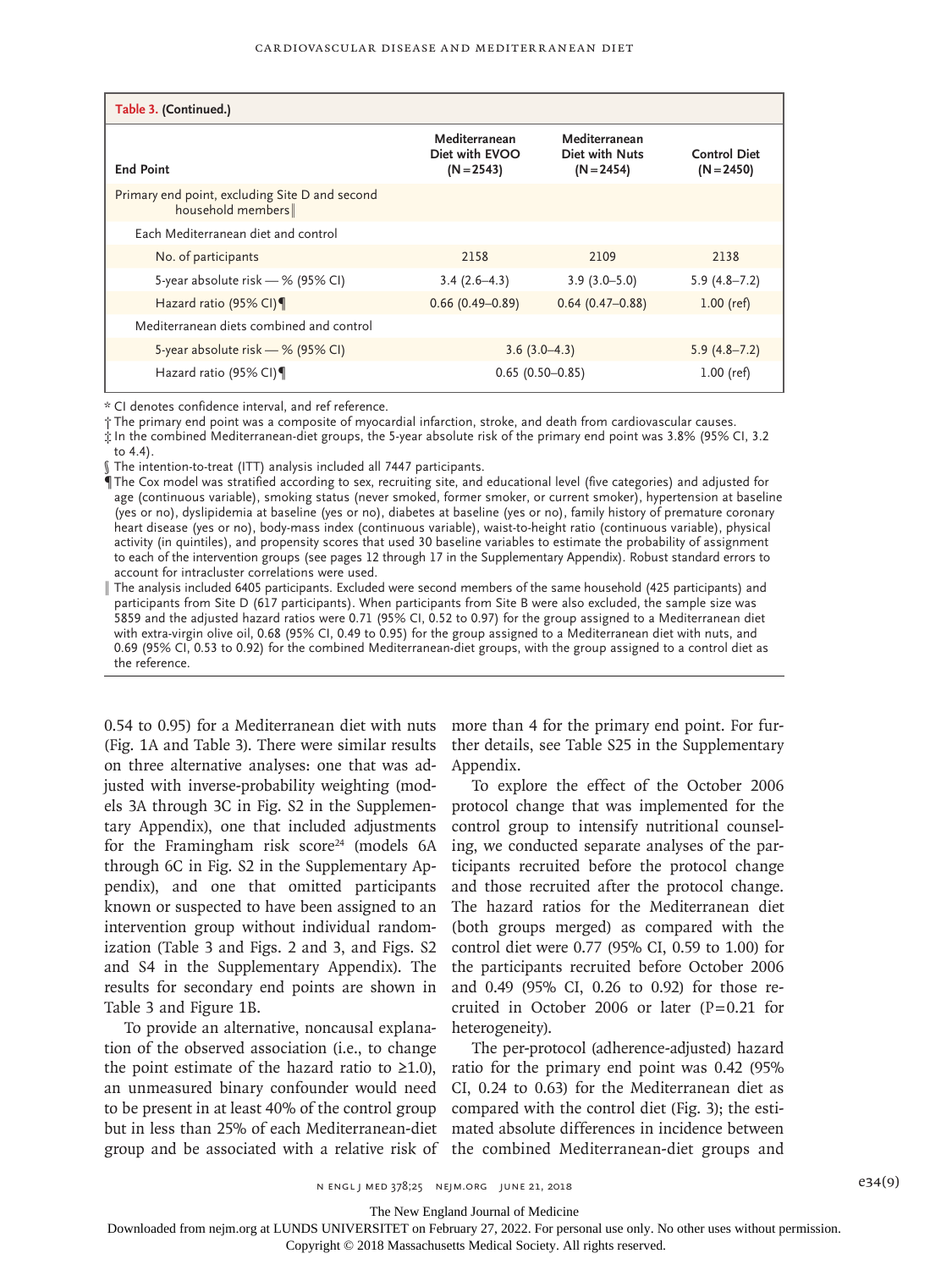**Table 3. (Continued.)**

| End Point | Mediterranean Diet with EVOO (N=2543) | Mediterranean Diet with Nuts (N=2454) | Control Diet (N=2450) |
|---|---|---|---|
| Primary end point, excluding Site D and second household members‖ | | | |
| Each Mediterranean diet and control | | | |
| No. of participants | 2158 | 2109 | 2138 |
| 5-year absolute risk — % (95% CI) | 3.4 (2.6–4.3) | 3.9 (3.0–5.0) | 5.9 (4.8–7.2) |
| Hazard ratio (95% CI)¶ | 0.66 (0.49–0.89) | 0.64 (0.47–0.88) | 1.00 (ref) |
| Mediterranean diets combined and control | | | |
| 5-year absolute risk — % (95% CI) | 3.6 (3.0–4.3) | | 5.9 (4.8–7.2) |
| Hazard ratio (95% CI)¶ | 0.65 (0.50–0.85) | | 1.00 (ref) |

\* CI denotes confidence interval, and ref reference.

† The primary end point was a composite of myocardial infarction, stroke, and death from cardiovascular causes.

‡ In the combined Mediterranean-diet groups, the 5-year absolute risk of the primary end point was 3.8% (95% CI, 3.2 to 4.4).

§ The intention-to-treat (ITT) analysis included all 7447 participants.

¶ The Cox model was stratified according to sex, recruiting site, and educational level (five categories) and adjusted for age (continuous variable), smoking status (never smoked, former smoker, or current smoker), hypertension at baseline (yes or no), dyslipidemia at baseline (yes or no), diabetes at baseline (yes or no), family history of premature coronary heart disease (yes or no), body-mass index (continuous variable), waist-to-height ratio (continuous variable), physical activity (in quintiles), and propensity scores that used 30 baseline variables to estimate the probability of assignment to each of the intervention groups (see pages 12 through 17 in the Supplementary Appendix). Robust standard errors to account for intracluster correlations were used.

‖ The analysis included 6405 participants. Excluded were second members of the same household (425 participants) and participants from Site D (617 participants). When participants from Site B were also excluded, the sample size was 5859 and the adjusted hazard ratios were 0.71 (95% CI, 0.52 to 0.97) for the group assigned to a Mediterranean diet with extra-virgin olive oil, 0.68 (95% CI, 0.49 to 0.95) for the group assigned to a Mediterranean diet with nuts, and 0.69 (95% CI, 0.53 to 0.92) for the combined Mediterranean-diet groups, with the group assigned to a control diet as the reference.

0.54 to 0.95) for a Mediterranean diet with nuts (Fig. 1A and Table 3). There were similar results on three alternative analyses: one that was adjusted with inverse-probability weighting (models 3A through 3C in Fig. S2 in the Supplementary Appendix), one that included adjustments for the Framingham risk score[24] (models 6A through 6C in Fig. S2 in the Supplementary Appendix), and one that omitted participants known or suspected to have been assigned to an intervention group without individual randomization (Table 3 and Figs. 2 and 3, and Figs. S2 and S4 in the Supplementary Appendix). The results for secondary end points are shown in Table 3 and Figure 1B.

To provide an alternative, noncausal explanation of the observed association (i.e., to change the point estimate of the hazard ratio to ≥1.0), an unmeasured binary confounder would need to be present in at least 40% of the control group but in less than 25% of each Mediterranean-diet group and be associated with a relative risk of more than 4 for the primary end point. For further details, see Table S25 in the Supplementary Appendix.

To explore the effect of the October 2006 protocol change that was implemented for the control group to intensify nutritional counseling, we conducted separate analyses of the participants recruited before the protocol change and those recruited after the protocol change. The hazard ratios for the Mediterranean diet (both groups merged) as compared with the control diet were 0.77 (95% CI, 0.59 to 1.00) for the participants recruited before October 2006 and 0.49 (95% CI, 0.26 to 0.92) for those recruited in October 2006 or later ($P=0.21$ for heterogeneity).

The per-protocol (adherence-adjusted) hazard ratio for the primary end point was 0.42 (95% CI, 0.24 to 0.63) for the Mediterranean diet as compared with the control diet (Fig. 3); the estimated absolute differences in incidence between the combined Mediterranean-diet groups and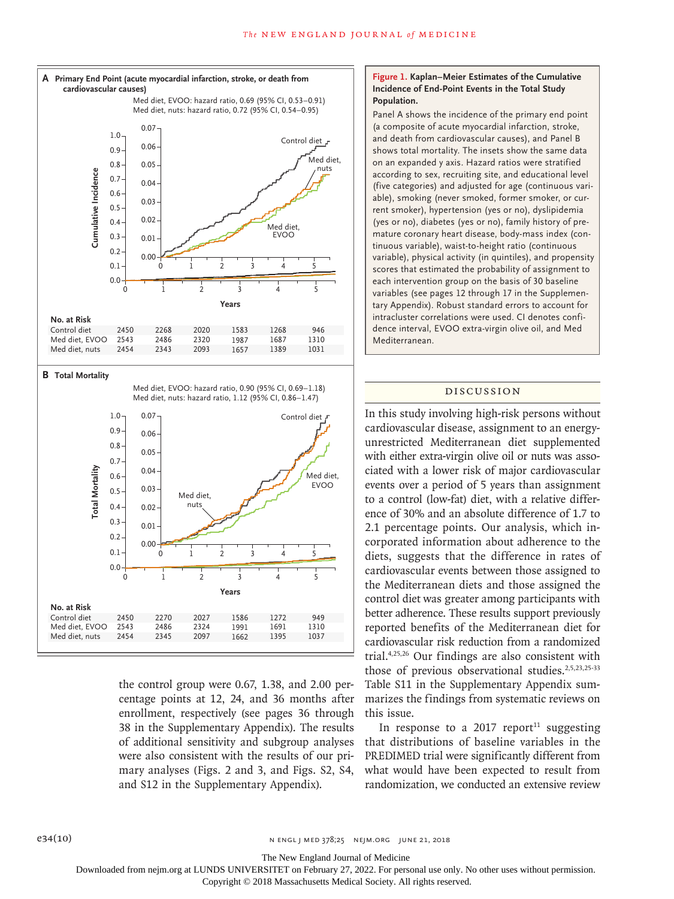**A Primary End Point (acute myocardial infarction, stroke, or death from cardiovascular causes)**

Med diet, EVOO: hazard ratio, 0.69 (95% CI, 0.53–0.91)
Med diet, nuts: hazard ratio, 0.72 (95% CI, 0.54–0.95)

**No. at Risk**

| | 0 | 1 | 2 | 3 | 4 | 5 |
|---|---|---|---|---|---|---|
| Control diet | 2450 | 2268 | 2020 | 1583 | 1268 | 946 |
| Med diet, EVOO | 2543 | 2486 | 2320 | 1987 | 1687 | 1310 |
| Med diet, nuts | 2454 | 2343 | 2093 | 1657 | 1389 | 1031 |

**B Total Mortality**

Med diet, EVOO: hazard ratio, 0.90 (95% CI, 0.69–1.18)
Med diet, nuts: hazard ratio, 1.12 (95% CI, 0.86–1.47)

**No. at Risk**

| | 0 | 1 | 2 | 3 | 4 | 5 |
|---|---|---|---|---|---|---|
| Control diet | 2450 | 2270 | 2027 | 1586 | 1272 | 949 |
| Med diet, EVOO | 2543 | 2486 | 2324 | 1991 | 1691 | 1310 |
| Med diet, nuts | 2454 | 2345 | 2097 | 1662 | 1395 | 1037 |

**Figure 1. Kaplan–Meier Estimates of the Cumulative Incidence of End-Point Events in the Total Study Population.**

Panel A shows the incidence of the primary end point (a composite of acute myocardial infarction, stroke, and death from cardiovascular causes), and Panel B shows total mortality. The insets show the same data on an expanded y axis. Hazard ratios were stratified according to sex, recruiting site, and educational level (five categories) and adjusted for age (continuous variable), smoking (never smoked, former smoker, or current smoker), hypertension (yes or no), dyslipidemia (yes or no), diabetes (yes or no), family history of premature coronary heart disease, body-mass index (continuous variable), waist-to-height ratio (continuous variable), physical activity (in quintiles), and propensity scores that estimated the probability of assignment to each intervention group on the basis of 30 baseline variables (see pages 12 through 17 in the Supplementary Appendix). Robust standard errors to account for intracluster correlations were used. CI denotes confidence interval, EVOO extra-virgin olive oil, and Med Mediterranean.

the control group were 0.67, 1.38, and 2.00 percentage points at 12, 24, and 36 months after enrollment, respectively (see pages 36 through 38 in the Supplementary Appendix). The results of additional sensitivity and subgroup analyses were also consistent with the results of our primary analyses (Figs. 2 and 3, and Figs. S2, S4, and S12 in the Supplementary Appendix).

## Discussion

In this study involving high-risk persons without cardiovascular disease, assignment to an energy-unrestricted Mediterranean diet supplemented with either extra-virgin olive oil or nuts was associated with a lower risk of major cardiovascular events over a period of 5 years than assignment to a control (low-fat) diet, with a relative difference of 30% and an absolute difference of 1.7 to 2.1 percentage points. Our analysis, which incorporated information about adherence to the diets, suggests that the difference in rates of cardiovascular events between those assigned to the Mediterranean diets and those assigned the control diet was greater among participants with better adherence. These results support previously reported benefits of the Mediterranean diet for cardiovascular risk reduction from a randomized trial.[4,25,26] Our findings are also consistent with those of previous observational studies.[2,5,23,25-33] Table S11 in the Supplementary Appendix summarizes the findings from systematic reviews on this issue.

In response to a 2017 report[11] suggesting that distributions of baseline variables in the PREDIMED trial were significantly different from what would have been expected to result from randomization, we conducted an extensive review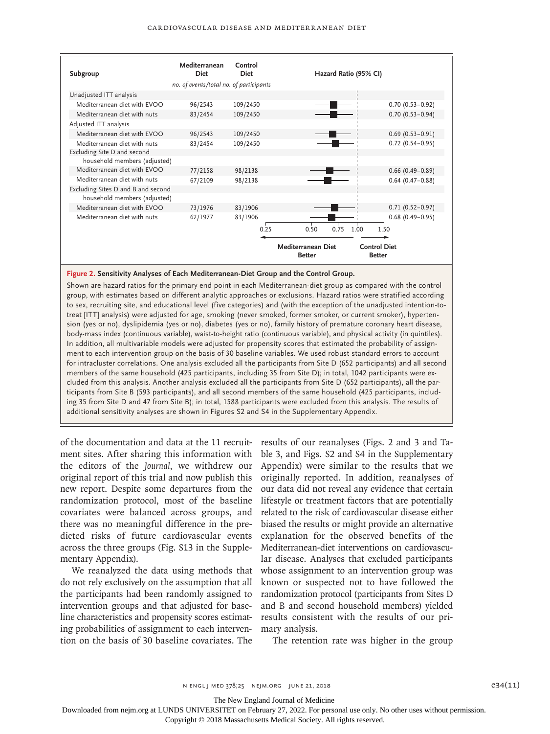| Subgroup | Mediterranean Diet | Control Diet | Hazard Ratio (95% CI) |
|---|---|---|---|
| | *no. of events/total no. of participants* | | |
| Unadjusted ITT analysis | | | |
| Mediterranean diet with EVOO | 96/2543 | 109/2450 | 0.70 (0.53–0.92) |
| Mediterranean diet with nuts | 83/2454 | 109/2450 | 0.70 (0.53–0.94) |
| Adjusted ITT analysis | | | |
| Mediterranean diet with EVOO | 96/2543 | 109/2450 | 0.69 (0.53–0.91) |
| Mediterranean diet with nuts | 83/2454 | 109/2450 | 0.72 (0.54–0.95) |
| Excluding Site D and second household members (adjusted) | | | |
| Mediterranean diet with EVOO | 77/2158 | 98/2138 | 0.66 (0.49–0.89) |
| Mediterranean diet with nuts | 67/2109 | 98/2138 | 0.64 (0.47–0.88) |
| Excluding Sites D and B and second household members (adjusted) | | | |
| Mediterranean diet with EVOO | 73/1976 | 83/1906 | 0.71 (0.52–0.97) |
| Mediterranean diet with nuts | 62/1977 | 83/1906 | 0.68 (0.49–0.95) |

(Forest plot axis: 0.25, 0.50, 0.75, 1.00, 1.50; ← Mediterranean Diet Better | Control Diet Better →)

**Figure 2. Sensitivity Analyses of Each Mediterranean-Diet Group and the Control Group.**

Shown are hazard ratios for the primary end point in each Mediterranean-diet group as compared with the control group, with estimates based on different analytic approaches or exclusions. Hazard ratios were stratified according to sex, recruiting site, and educational level (five categories) and (with the exception of the unadjusted intention-to-treat [ITT] analysis) were adjusted for age, smoking (never smoked, former smoker, or current smoker), hypertension (yes or no), dyslipidemia (yes or no), diabetes (yes or no), family history of premature coronary heart disease, body-mass index (continuous variable), waist-to-height ratio (continuous variable), and physical activity (in quintiles). In addition, all multivariable models were adjusted for propensity scores that estimated the probability of assignment to each intervention group on the basis of 30 baseline variables. We used robust standard errors to account for intracluster correlations. One analysis excluded all the participants from Site D (652 participants) and all second members of the same household (425 participants, including 35 from Site D); in total, 1042 participants were excluded from this analysis. Another analysis excluded all the participants from Site D (652 participants), all the participants from Site B (593 participants), and all second members of the same household (425 participants, including 35 from Site D and 47 from Site B); in total, 1588 participants were excluded from this analysis. The results of additional sensitivity analyses are shown in Figures S2 and S4 in the Supplementary Appendix.

of the documentation and data at the 11 recruitment sites. After sharing this information with the editors of the *Journal*, we withdrew our original report of this trial and now publish this new report. Despite some departures from the randomization protocol, most of the baseline covariates were balanced across groups, and there was no meaningful difference in the predicted risks of future cardiovascular events across the three groups (Fig. S13 in the Supplementary Appendix).

We reanalyzed the data using methods that do not rely exclusively on the assumption that all the participants had been randomly assigned to intervention groups and that adjusted for baseline characteristics and propensity scores estimating probabilities of assignment to each intervention on the basis of 30 baseline covariates. The results of our reanalyses (Figs. 2 and 3 and Table 3, and Figs. S2 and S4 in the Supplementary Appendix) were similar to the results that we originally reported. In addition, reanalyses of our data did not reveal any evidence that certain lifestyle or treatment factors that are potentially related to the risk of cardiovascular disease either biased the results or might provide an alternative explanation for the observed benefits of the Mediterranean-diet interventions on cardiovascular disease. Analyses that excluded participants whose assignment to an intervention group was known or suspected not to have followed the randomization protocol (participants from Sites D and B and second household members) yielded results consistent with the results of our primary analysis.

The retention rate was higher in the group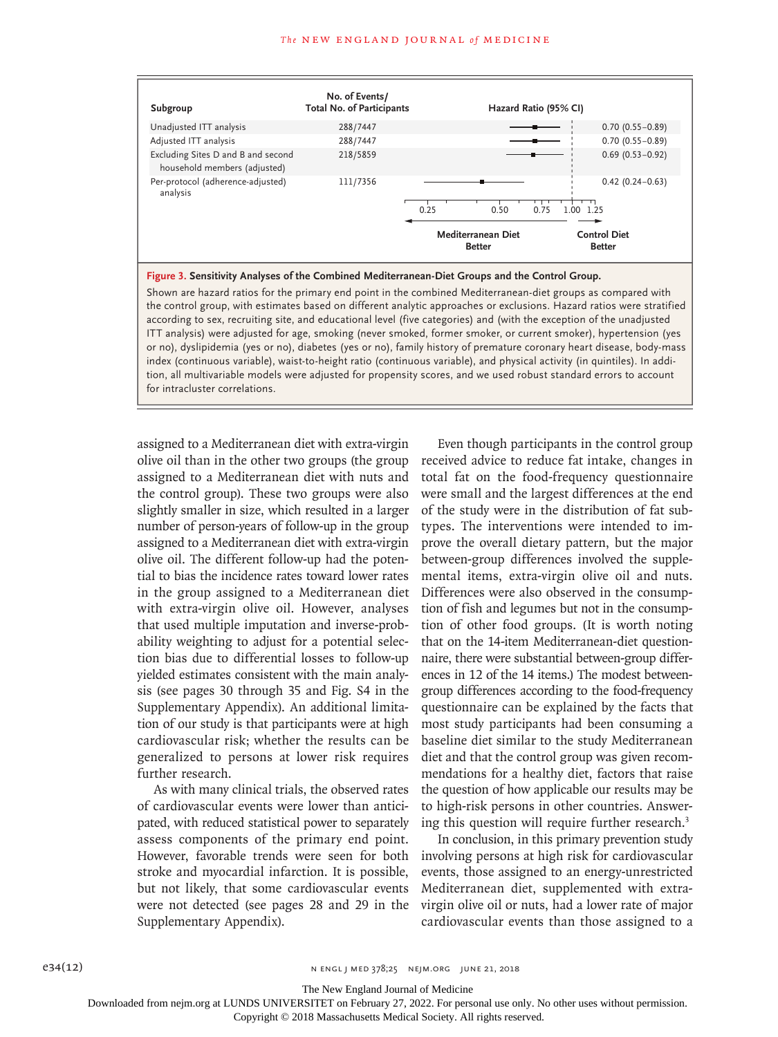| Subgroup | No. of Events/ Total No. of Participants | Hazard Ratio (95% CI) |
|---|---|---|
| Unadjusted ITT analysis | 288/7447 | 0.70 (0.55–0.89) |
| Adjusted ITT analysis | 288/7447 | 0.70 (0.55–0.89) |
| Excluding Sites D and B and second household members (adjusted) | 218/5859 | 0.69 (0.53–0.92) |
| Per-protocol (adherence-adjusted) analysis | 111/7356 | 0.42 (0.24–0.63) |

0.25 0.50 0.75 1.00 1.25

Mediterranean Diet Better ← → Control Diet Better

**Figure 3. Sensitivity Analyses of the Combined Mediterranean-Diet Groups and the Control Group.**

Shown are hazard ratios for the primary end point in the combined Mediterranean-diet groups as compared with the control group, with estimates based on different analytic approaches or exclusions. Hazard ratios were stratified according to sex, recruiting site, and educational level (five categories) and (with the exception of the unadjusted ITT analysis) were adjusted for age, smoking (never smoked, former smoker, or current smoker), hypertension (yes or no), dyslipidemia (yes or no), diabetes (yes or no), family history of premature coronary heart disease, body-mass index (continuous variable), waist-to-height ratio (continuous variable), and physical activity (in quintiles). In addition, all multivariable models were adjusted for propensity scores, and we used robust standard errors to account for intracluster correlations.

assigned to a Mediterranean diet with extra-virgin olive oil than in the other two groups (the group assigned to a Mediterranean diet with nuts and the control group). These two groups were also slightly smaller in size, which resulted in a larger number of person-years of follow-up in the group assigned to a Mediterranean diet with extra-virgin olive oil. The different follow-up had the potential to bias the incidence rates toward lower rates in the group assigned to a Mediterranean diet with extra-virgin olive oil. However, analyses that used multiple imputation and inverse-probability weighting to adjust for a potential selection bias due to differential losses to follow-up yielded estimates consistent with the main analysis (see pages 30 through 35 and Fig. S4 in the Supplementary Appendix). An additional limitation of our study is that participants were at high cardiovascular risk; whether the results can be generalized to persons at lower risk requires further research.

As with many clinical trials, the observed rates of cardiovascular events were lower than anticipated, with reduced statistical power to separately assess components of the primary end point. However, favorable trends were seen for both stroke and myocardial infarction. It is possible, but not likely, that some cardiovascular events were not detected (see pages 28 and 29 in the Supplementary Appendix).

Even though participants in the control group received advice to reduce fat intake, changes in total fat on the food-frequency questionnaire were small and the largest differences at the end of the study were in the distribution of fat subtypes. The interventions were intended to improve the overall dietary pattern, but the major between-group differences involved the supplemental items, extra-virgin olive oil and nuts. Differences were also observed in the consumption of fish and legumes but not in the consumption of other food groups. (It is worth noting that on the 14-item Mediterranean-diet questionnaire, there were substantial between-group differences in 12 of the 14 items.) The modest between-group differences according to the food-frequency questionnaire can be explained by the facts that most study participants had been consuming a baseline diet similar to the study Mediterranean diet and that the control group was given recommendations for a healthy diet, factors that raise the question of how applicable our results may be to high-risk persons in other countries. Answering this question will require further research.[3]

In conclusion, in this primary prevention study involving persons at high risk for cardiovascular events, those assigned to an energy-unrestricted Mediterranean diet, supplemented with extra-virgin olive oil or nuts, had a lower rate of major cardiovascular events than those assigned to a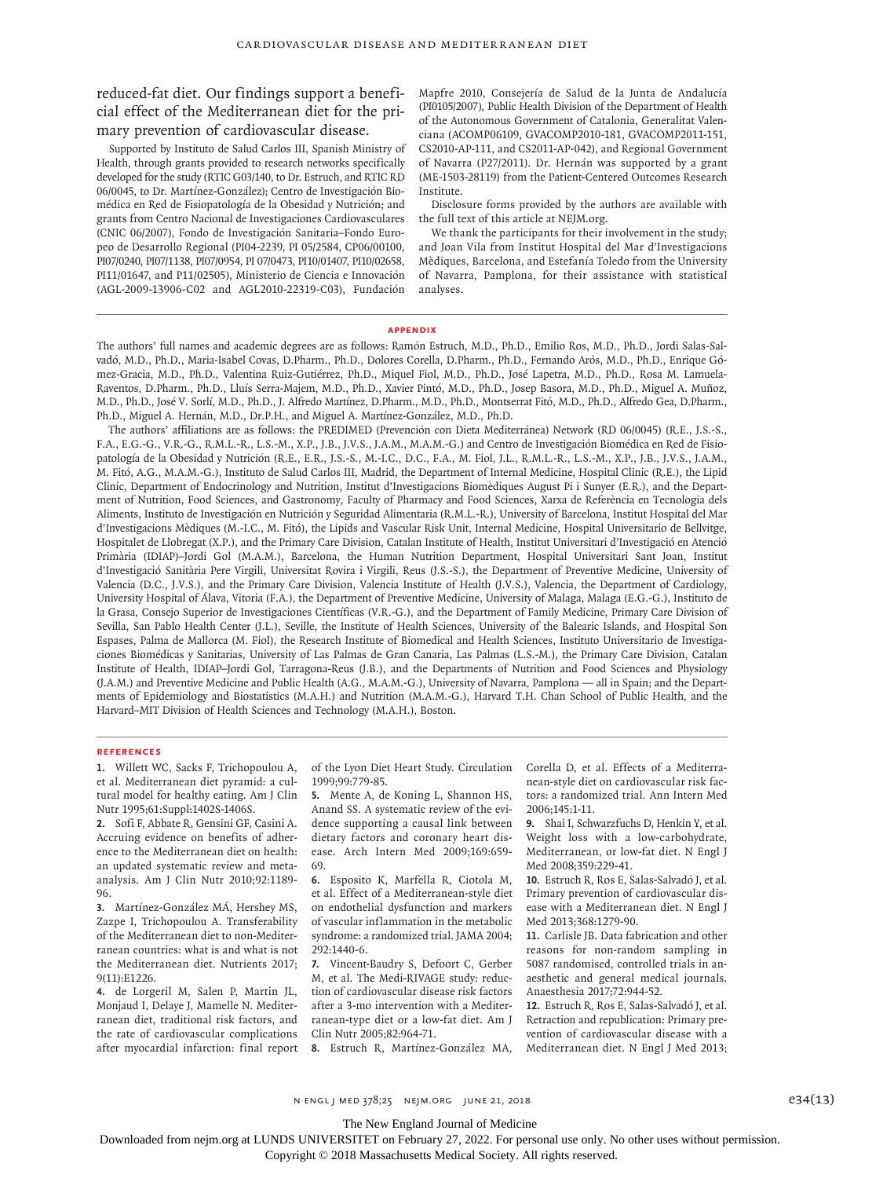reduced-fat diet. Our findings support a beneficial effect of the Mediterranean diet for the primary prevention of cardiovascular disease.

Supported by Instituto de Salud Carlos III, Spanish Ministry of Health, through grants provided to research networks specifically developed for the study (RTIC G03/140, to Dr. Estruch, and RTIC RD 06/0045, to Dr. Martínez-González); Centro de Investigación Biomédica en Red de Fisiopatología de la Obesidad y Nutrición; and grants from Centro Nacional de Investigaciones Cardiovasculares (CNIC 06/2007), Fondo de Investigación Sanitaria–Fondo Europeo de Desarrollo Regional (PI04-2239, PI 05/2584, CP06/00100, PI07/0240, PI07/1138, PI07/0954, PI 07/0473, PI10/01407, PI10/02658, PI11/01647, and P11/02505), Ministerio de Ciencia e Innovación (AGL-2009-13906-C02 and AGL2010-22319-C03), Fundación Mapfre 2010, Consejería de Salud de la Junta de Andalucía (PI0105/2007), Public Health Division of the Department of Health of the Autonomous Government of Catalonia, Generalitat Valenciana (ACOMP06109, GVACOMP2010-181, GVACOMP2011-151, CS2010-AP-111, and CS2011-AP-042), and Regional Government of Navarra (P27/2011). Dr. Hernán was supported by a grant (ME-1503-28119) from the Patient-Centered Outcomes Research Institute.

Disclosure forms provided by the authors are available with the full text of this article at NEJM.org.

We thank the participants for their involvement in the study; and Joan Vila from Institut Hospital del Mar d'Investigacions Mèdiques, Barcelona, and Estefanía Toledo from the University of Navarra, Pamplona, for their assistance with statistical analyses.

## Appendix

The authors' full names and academic degrees are as follows: Ramón Estruch, M.D., Ph.D., Emilio Ros, M.D., Ph.D., Jordi Salas-Salvadó, M.D., Ph.D., Maria-Isabel Covas, D.Pharm., Ph.D., Dolores Corella, D.Pharm., Ph.D., Fernando Arós, M.D., Ph.D., Enrique Gómez-Gracia, M.D., Ph.D., Valentina Ruiz-Gutiérrez, Ph.D., Miquel Fiol, M.D., Ph.D., José Lapetra, M.D., Ph.D., Rosa M. Lamuela-Raventos, D.Pharm., Ph.D., Lluís Serra-Majem, M.D., Ph.D., Xavier Pintó, M.D., Ph.D., Josep Basora, M.D., Ph.D., Miguel A. Muñoz, M.D., Ph.D., José V. Sorlí, M.D., Ph.D., J. Alfredo Martínez, D.Pharm., M.D., Ph.D., Montserrat Fitó, M.D., Ph.D., Alfredo Gea, D.Pharm., Ph.D., Miguel A. Hernán, M.D., Dr.P.H., and Miguel A. Martínez-González, M.D., Ph.D.

The authors' affiliations are as follows: the PREDIMED (Prevención con Dieta Mediterránea) Network (RD 06/0045) (R.E., J.S.-S., F.A., E.G.-G., V.R.-G., R.M.L.-R., L.S.-M., X.P., J.B., J.V.S., J.A.M., M.A.M.-G.) and Centro de Investigación Biomédica en Red de Fisiopatología de la Obesidad y Nutrición (R.E., E.R., J.S.-S., M.-I.C., D.C., F.A., M. Fiol, J.L., R.M.L.-R., L.S.-M., X.P., J.B., J.V.S., J.A.M., M. Fitó, A.G., M.A.M.-G.), Instituto de Salud Carlos III, Madrid, the Department of Internal Medicine, Hospital Clinic (R.E.), the Lipid Clinic, Department of Endocrinology and Nutrition, Institut d'Investigacions Biomèdiques August Pi i Sunyer (E.R.), and the Department of Nutrition, Food Sciences, and Gastronomy, Faculty of Pharmacy and Food Sciences, Xarxa de Referència en Tecnologia dels Aliments, Instituto de Investigación en Nutrición y Seguridad Alimentaria (R.M.L.-R.), University of Barcelona, Institut Hospital del Mar d'Investigacions Mèdiques (M.-I.C., M. Fitó), the Lipids and Vascular Risk Unit, Internal Medicine, Hospital Universitario de Bellvitge, Hospitalet de Llobregat (X.P.), and the Primary Care Division, Catalan Institute of Health, Institut Universitari d'Investigació en Atenció Primària (IDIAP)–Jordi Gol (M.A.M.), Barcelona, the Human Nutrition Department, Hospital Universitari Sant Joan, Institut d'Investigació Sanitària Pere Virgili, Universitat Rovira i Virgili, Reus (J.S.-S.), the Department of Preventive Medicine, University of Valencia (D.C., J.V.S.), and the Primary Care Division, Valencia Institute of Health (J.V.S.), Valencia, the Department of Cardiology, University Hospital of Álava, Vitoria (F.A.), the Department of Preventive Medicine, University of Malaga, Malaga (E.G.-G.), Instituto de la Grasa, Consejo Superior de Investigaciones Científicas (V.R.-G.), and the Department of Family Medicine, Primary Care Division of Sevilla, San Pablo Health Center (J.L.), Seville, the Institute of Health Sciences, University of the Balearic Islands, and Hospital Son Espases, Palma de Mallorca (M. Fiol), the Research Institute of Biomedical and Health Sciences, Instituto Universitario de Investigaciones Biomédicas y Sanitarias, University of Las Palmas de Gran Canaria, Las Palmas (L.S.-M.), the Primary Care Division, Catalan Institute of Health, IDIAP–Jordi Gol, Tarragona-Reus (J.B.), and the Departments of Nutrition and Food Sciences and Physiology (J.A.M.) and Preventive Medicine and Public Health (A.G., M.A.M.-G.), University of Navarra, Pamplona — all in Spain; and the Departments of Epidemiology and Biostatistics (M.A.H.) and Nutrition (M.A.M.-G.), Harvard T.H. Chan School of Public Health, and the Harvard–MIT Division of Health Sciences and Technology (M.A.H.), Boston.

## References

1. Willett WC, Sacks F, Trichopoulou A, et al. Mediterranean diet pyramid: a cultural model for healthy eating. Am J Clin Nutr 1995;61:Suppl:1402S-1406S.
2. Sofi F, Abbate R, Gensini GF, Casini A. Accruing evidence on benefits of adherence to the Mediterranean diet on health: an updated systematic review and meta-analysis. Am J Clin Nutr 2010;92:1189-96.
3. Martínez-González MÁ, Hershey MS, Zazpe I, Trichopoulou A. Transferability of the Mediterranean diet to non-Mediterranean countries: what is and what is not the Mediterranean diet. Nutrients 2017;9(11):E1226.
4. de Lorgeril M, Salen P, Martin JL, Monjaud I, Delaye J, Mamelle N. Mediterranean diet, traditional risk factors, and the rate of cardiovascular complications after myocardial infarction: final report of the Lyon Diet Heart Study. Circulation 1999;99:779-85.
5. Mente A, de Koning L, Shannon HS, Anand SS. A systematic review of the evidence supporting a causal link between dietary factors and coronary heart disease. Arch Intern Med 2009;169:659-69.
6. Esposito K, Marfella R, Ciotola M, et al. Effect of a Mediterranean-style diet on endothelial dysfunction and markers of vascular inflammation in the metabolic syndrome: a randomized trial. JAMA 2004;292:1440-6.
7. Vincent-Baudry S, Defoort C, Gerber M, et al. The Medi-RIVAGE study: reduction of cardiovascular disease risk factors after a 3-mo intervention with a Mediterranean-type diet or a low-fat diet. Am J Clin Nutr 2005;82:964-71.
8. Estruch R, Martínez-González MA, Corella D, et al. Effects of a Mediterranean-style diet on cardiovascular risk factors: a randomized trial. Ann Intern Med 2006;145:1-11.
9. Shai I, Schwarzfuchs D, Henkin Y, et al. Weight loss with a low-carbohydrate, Mediterranean, or low-fat diet. N Engl J Med 2008;359:229-41.
10. Estruch R, Ros E, Salas-Salvadó J, et al. Primary prevention of cardiovascular disease with a Mediterranean diet. N Engl J Med 2013;368:1279-90.
11. Carlisle JB. Data fabrication and other reasons for non-random sampling in 5087 randomised, controlled trials in anaesthetic and general medical journals. Anaesthesia 2017;72:944-52.
12. Estruch R, Ros E, Salas-Salvadó J, et al. Retraction and republication: Primary prevention of cardiovascular disease with a Mediterranean diet. N Engl J Med 2013;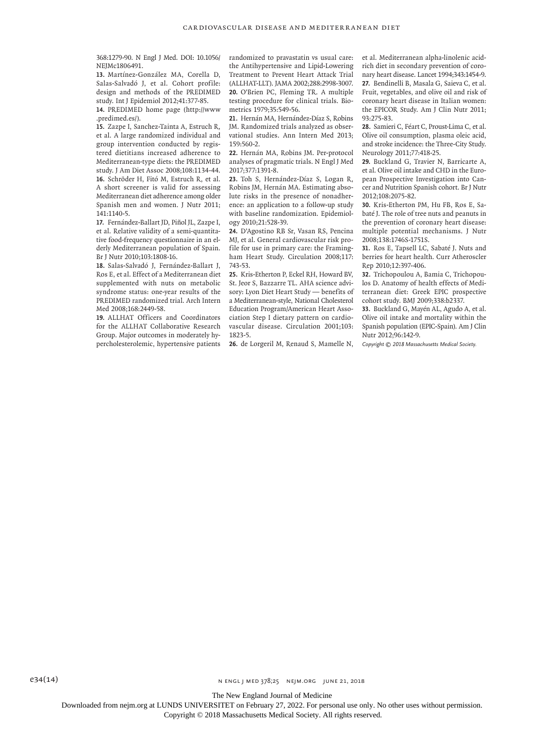368:1279-90. N Engl J Med. DOI: 10.1056/NEJMc1806491.

**13.** Martínez-González MA, Corella D, Salas-Salvadó J, et al. Cohort profile: design and methods of the PREDIMED study. Int J Epidemiol 2012;41:377-85.

**14.** PREDIMED home page (http://www.predimed.es/).

**15.** Zazpe I, Sanchez-Tainta A, Estruch R, et al. A large randomized individual and group intervention conducted by registered dietitians increased adherence to Mediterranean-type diets: the PREDIMED study. J Am Diet Assoc 2008;108:1134-44.

**16.** Schröder H, Fitó M, Estruch R, et al. A short screener is valid for assessing Mediterranean diet adherence among older Spanish men and women. J Nutr 2011;141:1140-5.

**17.** Fernández-Ballart JD, Piñol JL, Zazpe I, et al. Relative validity of a semi-quantitative food-frequency questionnaire in an elderly Mediterranean population of Spain. Br J Nutr 2010;103:1808-16.

**18.** Salas-Salvadó J, Fernández-Ballart J, Ros E, et al. Effect of a Mediterranean diet supplemented with nuts on metabolic syndrome status: one-year results of the PREDIMED randomized trial. Arch Intern Med 2008;168:2449-58.

**19.** ALLHAT Officers and Coordinators for the ALLHAT Collaborative Research Group. Major outcomes in moderately hypercholesterolemic, hypertensive patients randomized to pravastatin vs usual care: the Antihypertensive and Lipid-Lowering Treatment to Prevent Heart Attack Trial (ALLHAT-LLT). JAMA 2002;288:2998-3007.

**20.** O'Brien PC, Fleming TR. A multiple testing procedure for clinical trials. Biometrics 1979;35:549-56.

**21.** Hernán MA, Hernández-Díaz S, Robins JM. Randomized trials analyzed as observational studies. Ann Intern Med 2013;159:560-2.

**22.** Hernán MA, Robins JM. Per-protocol analyses of pragmatic trials. N Engl J Med 2017;377:1391-8.

**23.** Toh S, Hernández-Díaz S, Logan R, Robins JM, Hernán MA. Estimating absolute risks in the presence of nonadherence: an application to a follow-up study with baseline randomization. Epidemiology 2010;21:528-39.

**24.** D'Agostino RB Sr, Vasan RS, Pencina MJ, et al. General cardiovascular risk profile for use in primary care: the Framingham Heart Study. Circulation 2008;117:743-53.

**25.** Kris-Etherton P, Eckel RH, Howard BV, St. Jeor S, Bazzarre TL. AHA science advisory: Lyon Diet Heart Study — benefits of a Mediterranean-style, National Cholesterol Education Program/American Heart Association Step I dietary pattern on cardiovascular disease. Circulation 2001;103:1823-5.

**26.** de Lorgeril M, Renaud S, Mamelle N, et al. Mediterranean alpha-linolenic acid-rich diet in secondary prevention of coronary heart disease. Lancet 1994;343:1454-9.

**27.** Bendinelli B, Masala G, Saieva C, et al. Fruit, vegetables, and olive oil and risk of coronary heart disease in Italian women: the EPICOR Study. Am J Clin Nutr 2011;93:275-83.

**28.** Samieri C, Féart C, Proust-Lima C, et al. Olive oil consumption, plasma oleic acid, and stroke incidence: the Three-City Study. Neurology 2011;77:418-25.

**29.** Buckland G, Travier N, Barricarte A, et al. Olive oil intake and CHD in the European Prospective Investigation into Cancer and Nutrition Spanish cohort. Br J Nutr 2012;108:2075-82.

**30.** Kris-Etherton PM, Hu FB, Ros E, Sabaté J. The role of tree nuts and peanuts in the prevention of coronary heart disease: multiple potential mechanisms. J Nutr 2008;138:1746S-1751S.

**31.** Ros E, Tapsell LC, Sabaté J. Nuts and berries for heart health. Curr Atheroscler Rep 2010;12:397-406.

**32.** Trichopoulou A, Bamia C, Trichopoulos D. Anatomy of health effects of Mediterranean diet: Greek EPIC prospective cohort study. BMJ 2009;338:b2337.

**33.** Buckland G, Mayén AL, Agudo A, et al. Olive oil intake and mortality within the Spanish population (EPIC-Spain). Am J Clin Nutr 2012;96:142-9.

*Copyright © 2018 Massachusetts Medical Society.*